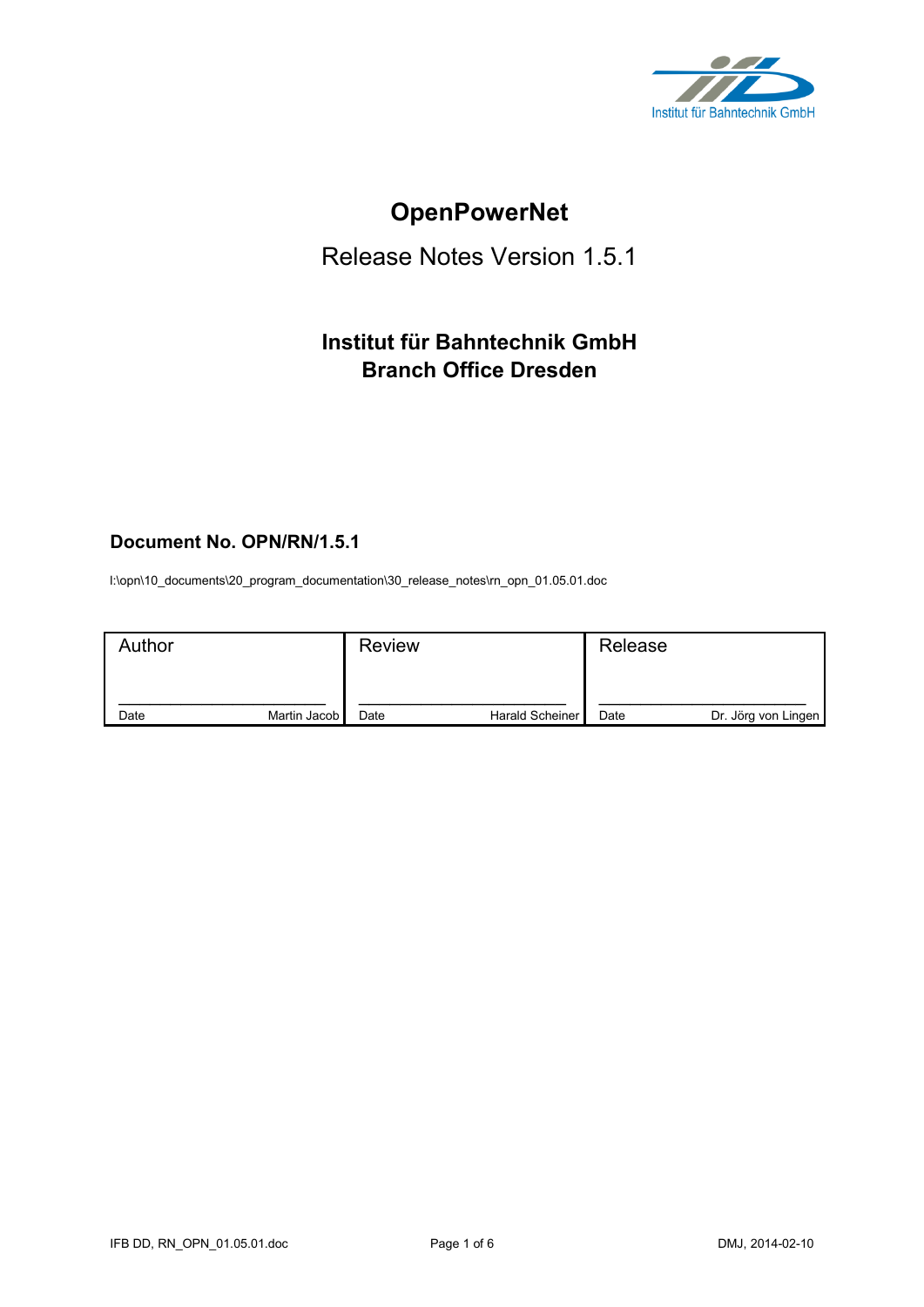Institut für Bahntechnik GmbH

# OpenPowerNet

## Release Notes Version 1.5.1

### Institut für Bahntechnik GmbH
### Branch Office Dresden

**Document No. OPN/RN/1.5.1**

I:\opn\10_documents\20_program_documentation\30_release_notes\rn_opn_01.05.01.doc

| Author | Review | Release |
|---|---|---|
| Date — Martin Jacob | Date — Harald Scheiner | Date — Dr. Jörg von Lingen |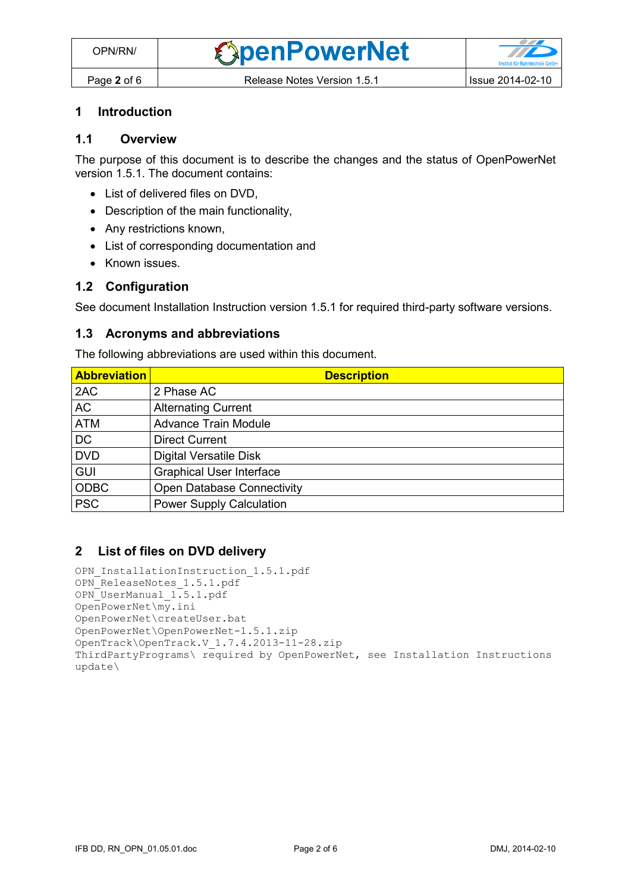# 1 Introduction

## 1.1 Overview

The purpose of this document is to describe the changes and the status of OpenPowerNet version 1.5.1. The document contains:

- List of delivered files on DVD,
- Description of the main functionality,
- Any restrictions known,
- List of corresponding documentation and
- Known issues.

## 1.2 Configuration

See document Installation Instruction version 1.5.1 for required third-party software versions.

## 1.3 Acronyms and abbreviations

The following abbreviations are used within this document.

| Abbreviation | Description |
|---|---|
| 2AC | 2 Phase AC |
| AC | Alternating Current |
| ATM | Advance Train Module |
| DC | Direct Current |
| DVD | Digital Versatile Disk |
| GUI | Graphical User Interface |
| ODBC | Open Database Connectivity |
| PSC | Power Supply Calculation |

# 2 List of files on DVD delivery

```
OPN_InstallationInstruction_1.5.1.pdf
OPN_ReleaseNotes_1.5.1.pdf
OPN_UserManual_1.5.1.pdf
OpenPowerNet\my.ini
OpenPowerNet\createUser.bat
OpenPowerNet\OpenPowerNet-1.5.1.zip
OpenTrack\OpenTrack.V_1.7.4.2013-11-28.zip
ThirdPartyPrograms\ required by OpenPowerNet, see Installation Instructions
update\
```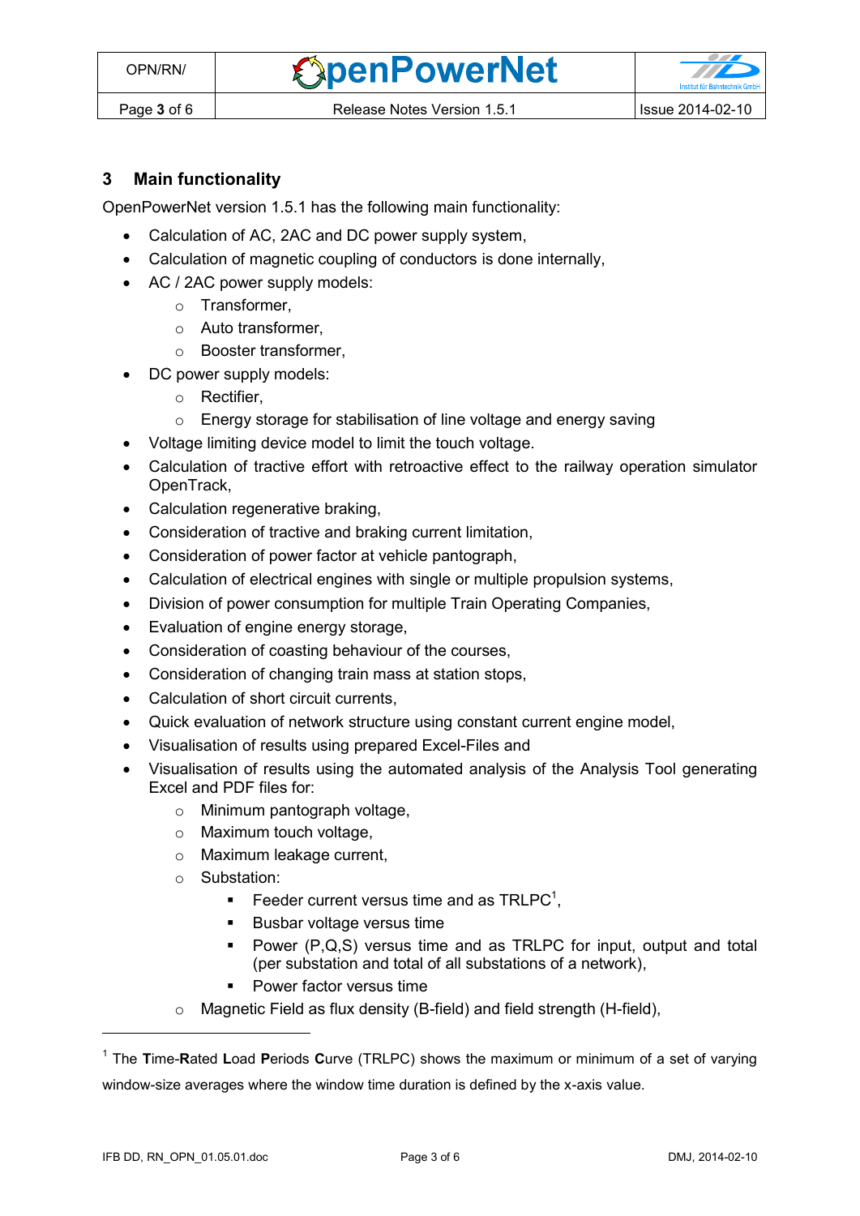## 3 Main functionality

OpenPowerNet version 1.5.1 has the following main functionality:

- Calculation of AC, 2AC and DC power supply system,
- Calculation of magnetic coupling of conductors is done internally,
- AC / 2AC power supply models:
  - Transformer,
  - Auto transformer,
  - Booster transformer,
- DC power supply models:
  - Rectifier,
  - Energy storage for stabilisation of line voltage and energy saving
- Voltage limiting device model to limit the touch voltage.
- Calculation of tractive effort with retroactive effect to the railway operation simulator OpenTrack,
- Calculation regenerative braking,
- Consideration of tractive and braking current limitation,
- Consideration of power factor at vehicle pantograph,
- Calculation of electrical engines with single or multiple propulsion systems,
- Division of power consumption for multiple Train Operating Companies,
- Evaluation of engine energy storage,
- Consideration of coasting behaviour of the courses,
- Consideration of changing train mass at station stops,
- Calculation of short circuit currents,
- Quick evaluation of network structure using constant current engine model,
- Visualisation of results using prepared Excel-Files and
- Visualisation of results using the automated analysis of the Analysis Tool generating Excel and PDF files for:
  - Minimum pantograph voltage,
  - Maximum touch voltage,
  - Maximum leakage current,
  - Substation:
    - Feeder current versus time and as TRLPC[1],
    - Busbar voltage versus time
    - Power (P,Q,S) versus time and as TRLPC for input, output and total (per substation and total of all substations of a network),
    - Power factor versus time
  - Magnetic Field as flux density (B-field) and field strength (H-field),

[1] The **T**ime-**R**ated **L**oad **P**eriods **C**urve (TRLPC) shows the maximum or minimum of a set of varying window-size averages where the window time duration is defined by the x-axis value.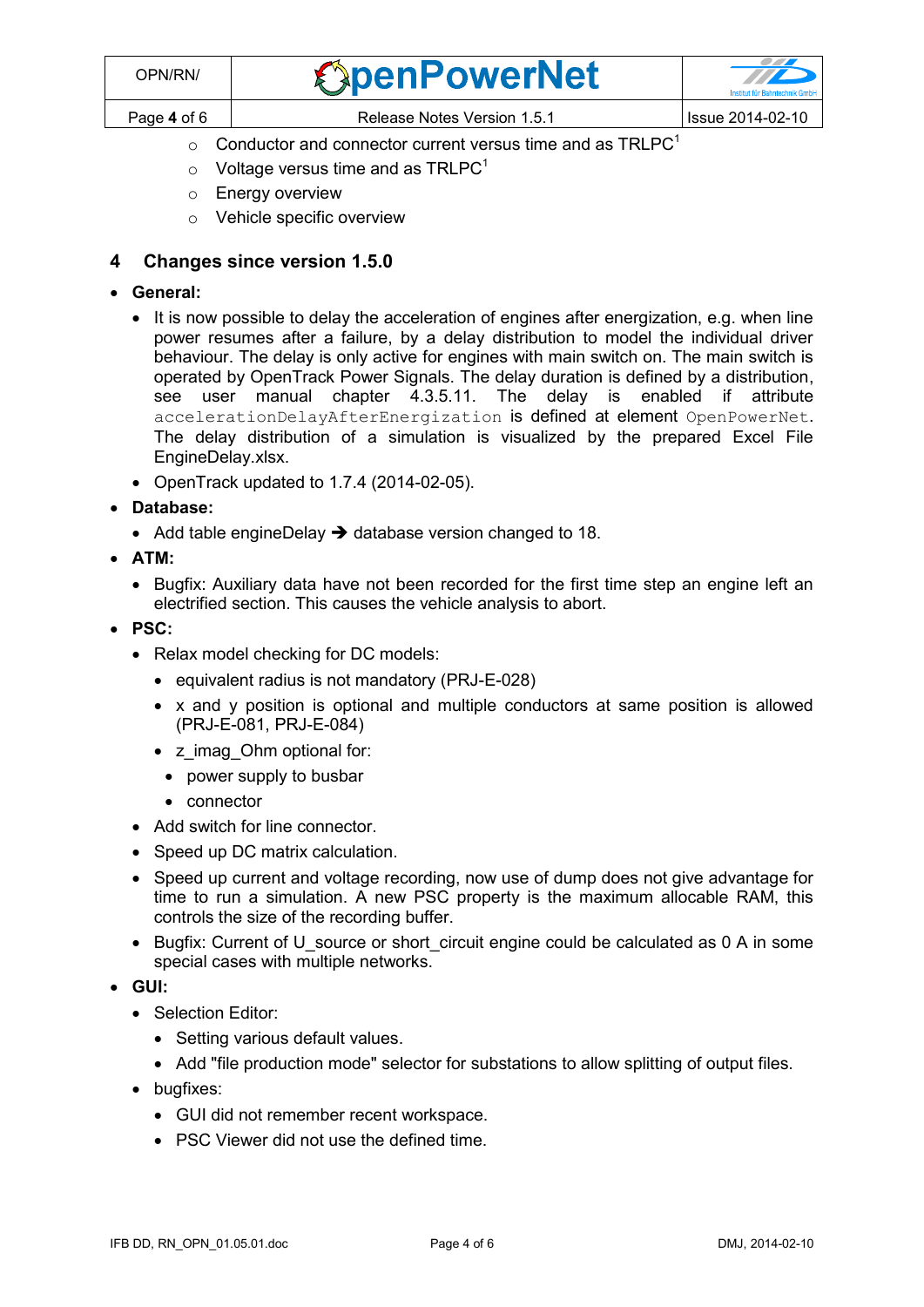- Conductor and connector current versus time and as TRLPC[1]
- Voltage versus time and as TRLPC[1]
- Energy overview
- Vehicle specific overview

## 4 Changes since version 1.5.0

- **General:**
  - It is now possible to delay the acceleration of engines after energization, e.g. when line power resumes after a failure, by a delay distribution to model the individual driver behaviour. The delay is only active for engines with main switch on. The main switch is operated by OpenTrack Power Signals. The delay duration is defined by a distribution, see user manual chapter 4.3.5.11. The delay is enabled if attribute `accelerationDelayAfterEnergization` is defined at element `OpenPowerNet`. The delay distribution of a simulation is visualized by the prepared Excel File EngineDelay.xlsx.
  - OpenTrack updated to 1.7.4 (2014-02-05).
- **Database:**
  - Add table engineDelay ➔ database version changed to 18.
- **ATM:**
  - Bugfix: Auxiliary data have not been recorded for the first time step an engine left an electrified section. This causes the vehicle analysis to abort.
- **PSC:**
  - Relax model checking for DC models:
    - equivalent radius is not mandatory (PRJ-E-028)
    - x and y position is optional and multiple conductors at same position is allowed (PRJ-E-081, PRJ-E-084)
    - z_imag_Ohm optional for:
      - power supply to busbar
      - connector
  - Add switch for line connector.
  - Speed up DC matrix calculation.
  - Speed up current and voltage recording, now use of dump does not give advantage for time to run a simulation. A new PSC property is the maximum allocable RAM, this controls the size of the recording buffer.
  - Bugfix: Current of U_source or short_circuit engine could be calculated as 0 A in some special cases with multiple networks.
- **GUI:**
  - Selection Editor:
    - Setting various default values.
    - Add "file production mode" selector for substations to allow splitting of output files.
  - bugfixes:
    - GUI did not remember recent workspace.
    - PSC Viewer did not use the defined time.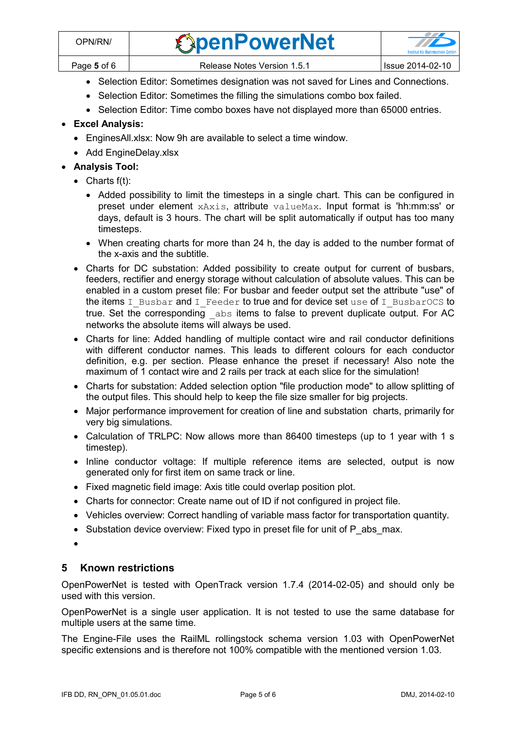- Selection Editor: Sometimes designation was not saved for Lines and Connections.
    - Selection Editor: Sometimes the filling the simulations combo box failed.
    - Selection Editor: Time combo boxes have not displayed more than 65000 entries.
- **Excel Analysis:**
  - EnginesAll.xlsx: Now 9h are available to select a time window.
  - Add EngineDelay.xlsx
- **Analysis Tool:**
  - Charts f(t):
    - Added possibility to limit the timesteps in a single chart. This can be configured in preset under element `xAxis`, attribute `valueMax`. Input format is 'hh:mm:ss' or days, default is 3 hours. The chart will be split automatically if output has too many timesteps.
    - When creating charts for more than 24 h, the day is added to the number format of the x-axis and the subtitle.
  - Charts for DC substation: Added possibility to create output for current of busbars, feeders, rectifier and energy storage without calculation of absolute values. This can be enabled in a custom preset file: For busbar and feeder output set the attribute "use" of the items `I_Busbar` and `I_Feeder` to true and for device set `use` of `I_BusbarOCS` to true. Set the corresponding `_abs` items to false to prevent duplicate output. For AC networks the absolute items will always be used.
  - Charts for line: Added handling of multiple contact wire and rail conductor definitions with different conductor names. This leads to different colours for each conductor definition, e.g. per section. Please enhance the preset if necessary! Also note the maximum of 1 contact wire and 2 rails per track at each slice for the simulation!
  - Charts for substation: Added selection option "file production mode" to allow splitting of the output files. This should help to keep the file size smaller for big projects.
  - Major performance improvement for creation of line and substation charts, primarily for very big simulations.
  - Calculation of TRLPC: Now allows more than 86400 timesteps (up to 1 year with 1 s timestep).
  - Inline conductor voltage: If multiple reference items are selected, output is now generated only for first item on same track or line.
  - Fixed magnetic field image: Axis title could overlap position plot.
  - Charts for connector: Create name out of ID if not configured in project file.
  - Vehicles overview: Correct handling of variable mass factor for transportation quantity.
  - Substation device overview: Fixed typo in preset file for unit of P_abs_max.
  -

## 5 Known restrictions

OpenPowerNet is tested with OpenTrack version 1.7.4 (2014-02-05) and should only be used with this version.

OpenPowerNet is a single user application. It is not tested to use the same database for multiple users at the same time.

The Engine-File uses the RailML rollingstock schema version 1.03 with OpenPowerNet specific extensions and is therefore not 100% compatible with the mentioned version 1.03.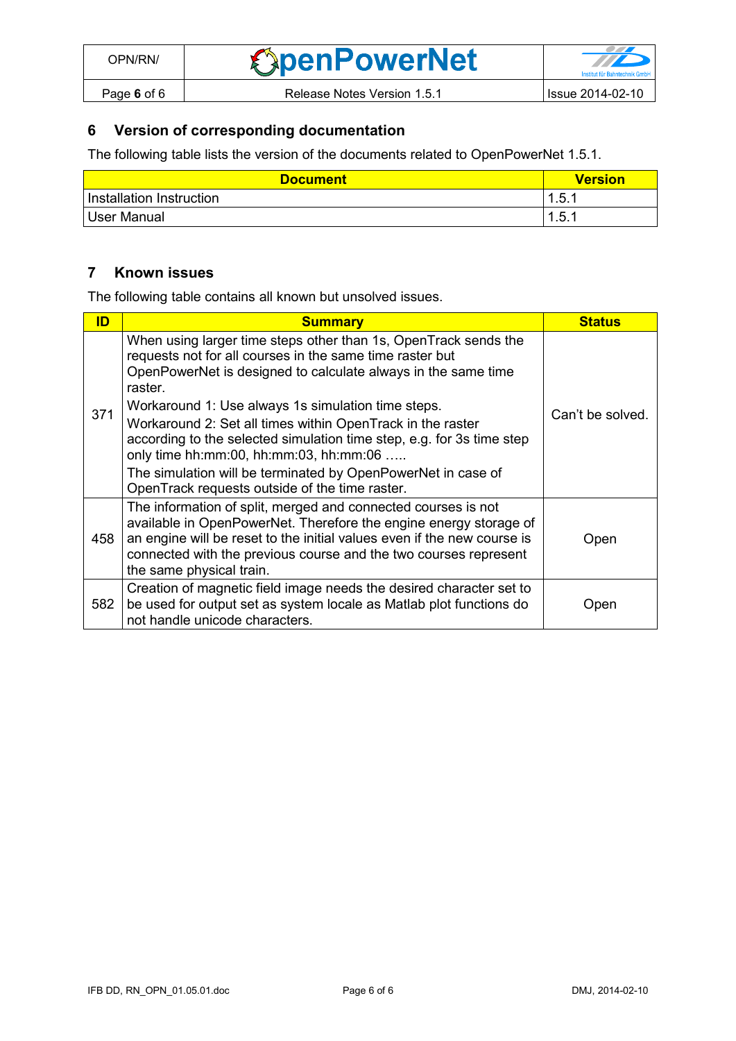## 6 Version of corresponding documentation

The following table lists the version of the documents related to OpenPowerNet 1.5.1.

| Document | Version |
|---|---|
| Installation Instruction | 1.5.1 |
| User Manual | 1.5.1 |

## 7 Known issues

The following table contains all known but unsolved issues.

| ID | Summary | Status |
|---|---|---|
| 371 | When using larger time steps other than 1s, OpenTrack sends the requests not for all courses in the same time raster but OpenPowerNet is designed to calculate always in the same time raster.<br>Workaround 1: Use always 1s simulation time steps.<br>Workaround 2: Set all times within OpenTrack in the raster according to the selected simulation time step, e.g. for 3s time step only time hh:mm:00, hh:mm:03, hh:mm:06 …..<br>The simulation will be terminated by OpenPowerNet in case of OpenTrack requests outside of the time raster. | Can't be solved. |
| 458 | The information of split, merged and connected courses is not available in OpenPowerNet. Therefore the engine energy storage of an engine will be reset to the initial values even if the new course is connected with the previous course and the two courses represent the same physical train. | Open |
| 582 | Creation of magnetic field image needs the desired character set to be used for output set as system locale as Matlab plot functions do not handle unicode characters. | Open |